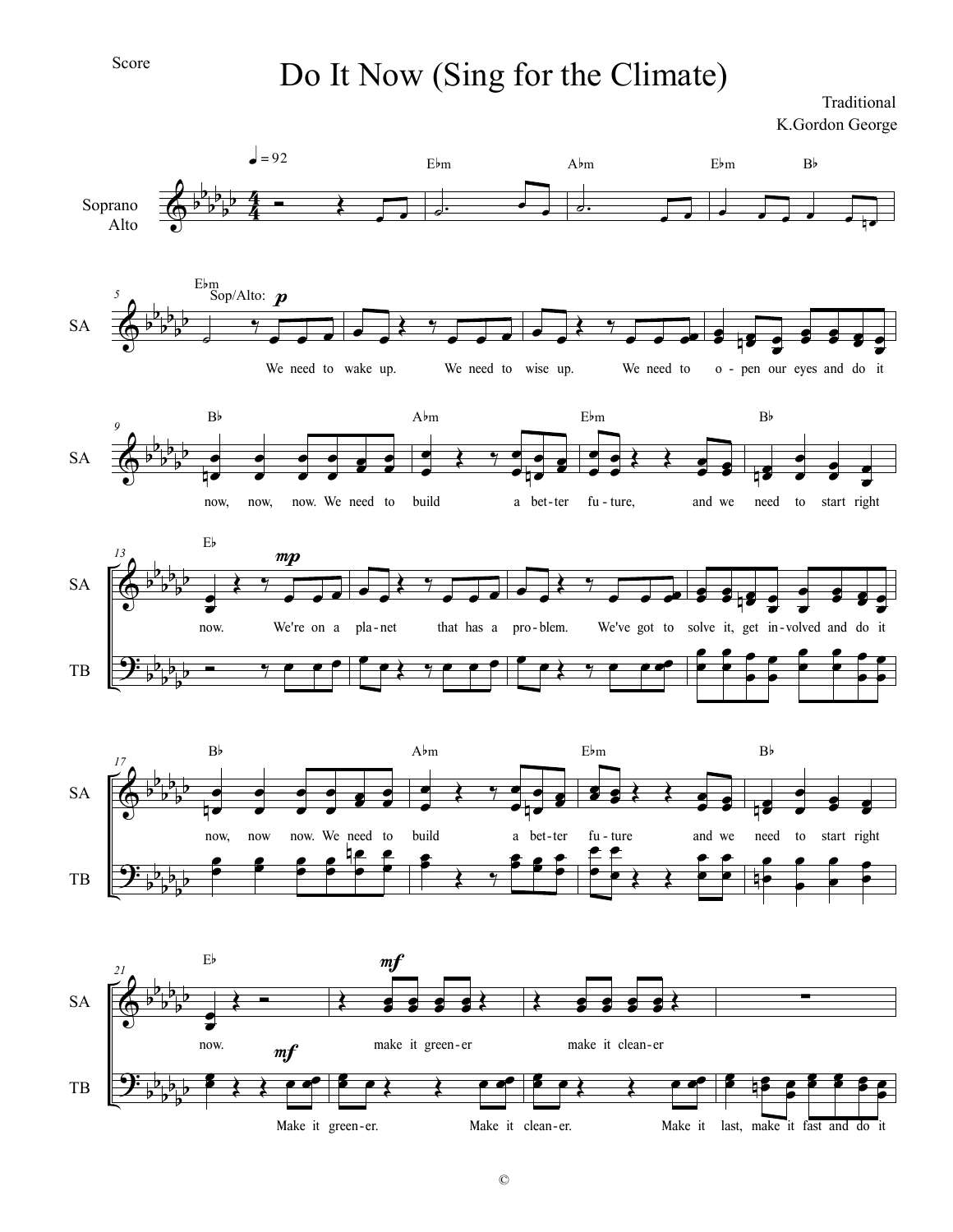Score

# Do It Now (Sing for the Climate)

Traditional
K.Gordon George

♩ = 92

Soprano / Alto

E♭m — A♭m — E♭m — B♭

5 — E♭m — Sop/Alto: *p*

We need to wake up. We need to wise up. We need to o - pen our eyes and do it

9 — B♭ — A♭m — E♭m — B♭

now, now, now. We need to build a bet - ter fu - ture, and we need to start right

13 — E♭ — *mp*

SA: now. We're on a pla - net that has a pro - blem. We've got to solve it, get in - volved and do it

TB

17 — B♭ — A♭m — E♭m — B♭

SA: now, now now. We need to build a bet - ter fu - ture and we need to start right

TB

21 — E♭ — *mf*

SA: now. make it green - er make it clean - er

TB: *mf* Make it green - er. Make it clean - er. Make it last, make it fast and do it

©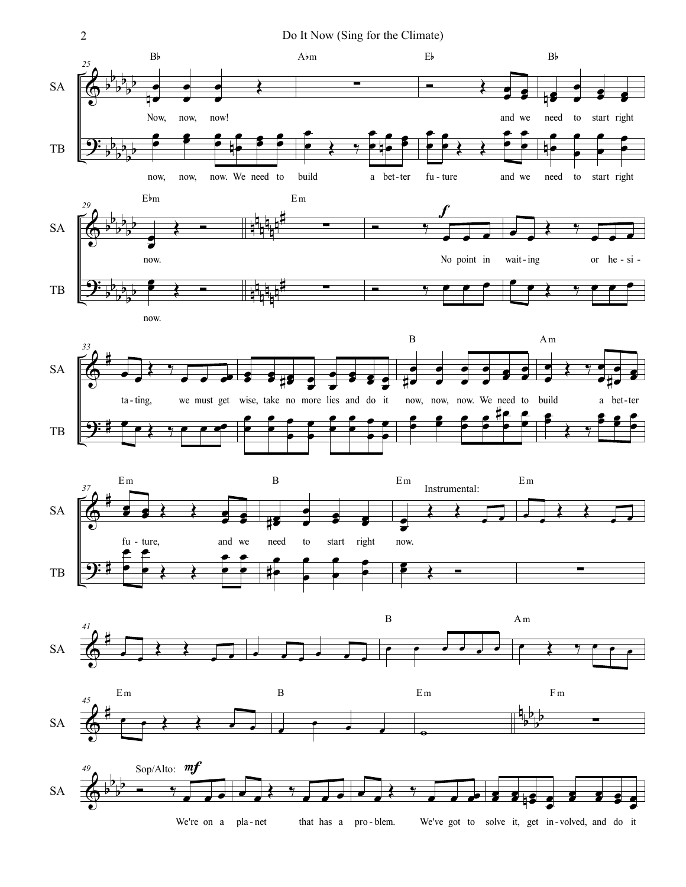Bb  Abm  Eb  Bb

SA: Now, now, now! and we need to start right

TB: now, now, now. We need to build a bet-ter fu-ture and we need to start right

Ebm  Em

SA: now. No point in wait-ing or he-si-

TB: now.

B  Am

SA: ta-ting, we must get wise, take no more lies and do it now, now, now. We need to build a bet-ter

Em  B  Em  Em

Instrumental:

SA: fu-ture, and we need to start right now.

B  Am

Em  B  Em  Fm

Sop/Alto: *mf*

SA: We're on a pla-net that has a pro-blem. We've got to solve it, get in-volved, and do it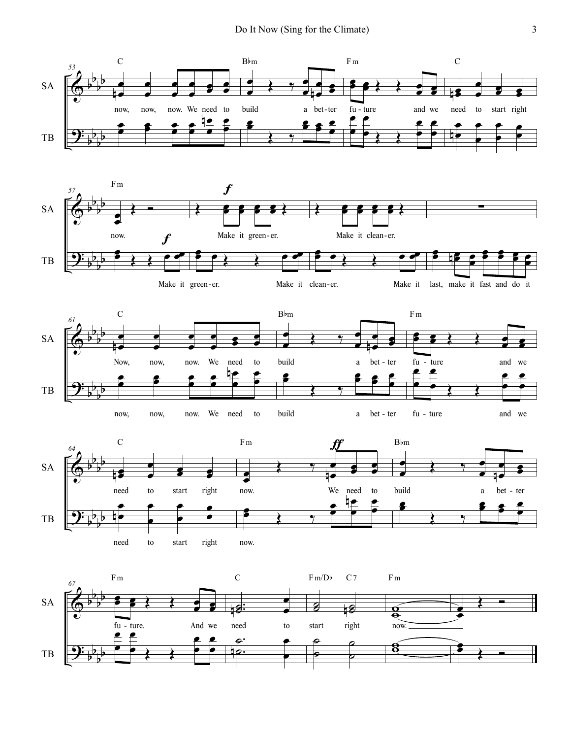C B♭m Fm C

SA: now, now, now. We need to build a bet-ter fu-ture and we need to start right

Fm

SA: now. Make it green-er. Make it clean-er.

TB: Make it green-er. Make it clean-er. Make it last, make it fast and do it

C B♭m Fm

SA: Now, now, now. We need to build a bet-ter fu-ture and we

TB: now, now, now. We need to build a bet-ter fu-ture and we

C Fm B♭m

SA: need to start right now. We need to build a bet-ter

TB: need to start right now.

Fm C Fm/D♭ C7 Fm

SA: fu-ture. And we need to start right now.